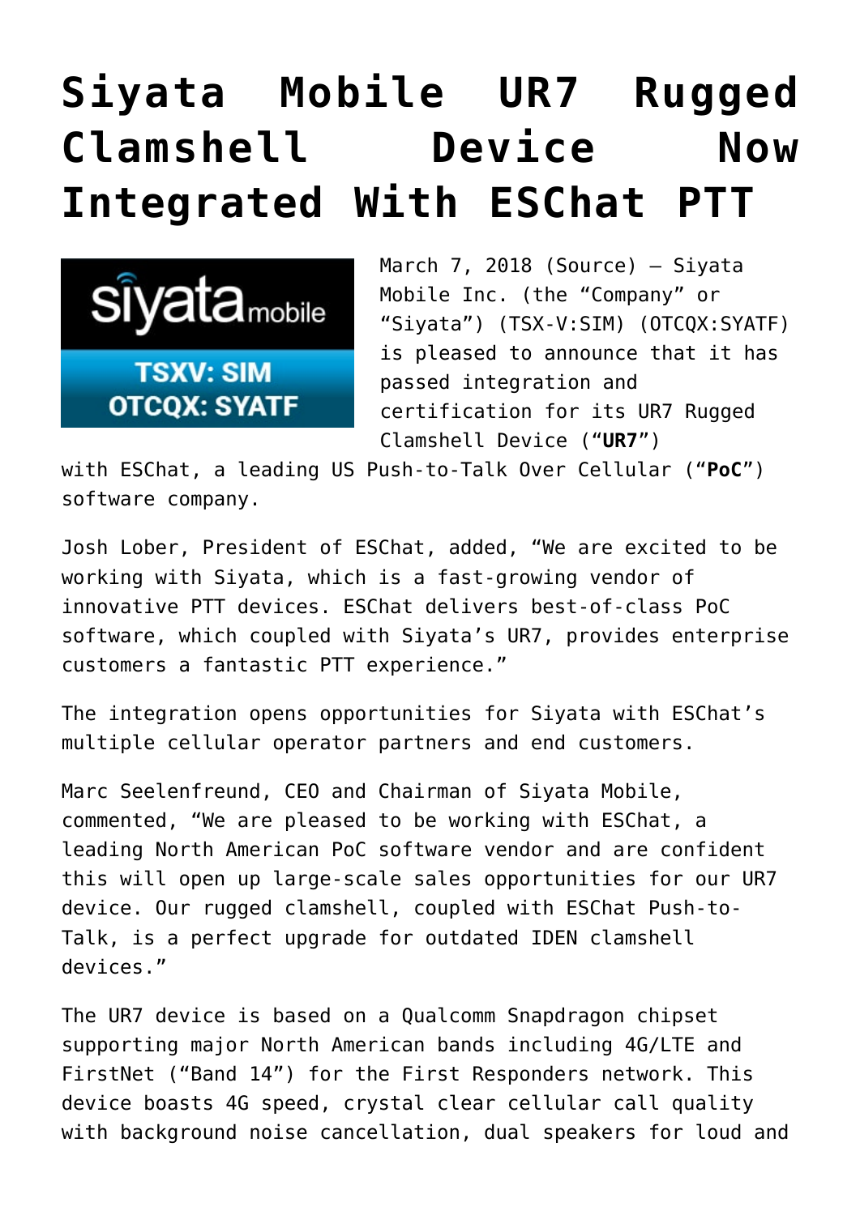# Siyata Mobile UR7 Rugged Clamshell Device Now Integrated With ESChat PTT

March 7, 2018 (Source) — Siyata Mobile Inc. (the "Company" or "Siyata") (TSX-V:SIM) (OTCQX:SYATF) is pleased to announce that it has passed integration and certification for its UR7 Rugged Clamshell Device ("**UR7**") with ESChat, a leading US Push-to-Talk Over Cellular ("**PoC**") software company.

Josh Lober, President of ESChat, added, "We are excited to be working with Siyata, which is a fast-growing vendor of innovative PTT devices. ESChat delivers best-of-class PoC software, which coupled with Siyata's UR7, provides enterprise customers a fantastic PTT experience."

The integration opens opportunities for Siyata with ESChat's multiple cellular operator partners and end customers.

Marc Seelenfreund, CEO and Chairman of Siyata Mobile, commented, "We are pleased to be working with ESChat, a leading North American PoC software vendor and are confident this will open up large-scale sales opportunities for our UR7 device. Our rugged clamshell, coupled with ESChat Push-to-Talk, is a perfect upgrade for outdated IDEN clamshell devices."

The UR7 device is based on a Qualcomm Snapdragon chipset supporting major North American bands including 4G/LTE and FirstNet ("Band 14") for the First Responders network. This device boasts 4G speed, crystal clear cellular call quality with background noise cancellation, dual speakers for loud and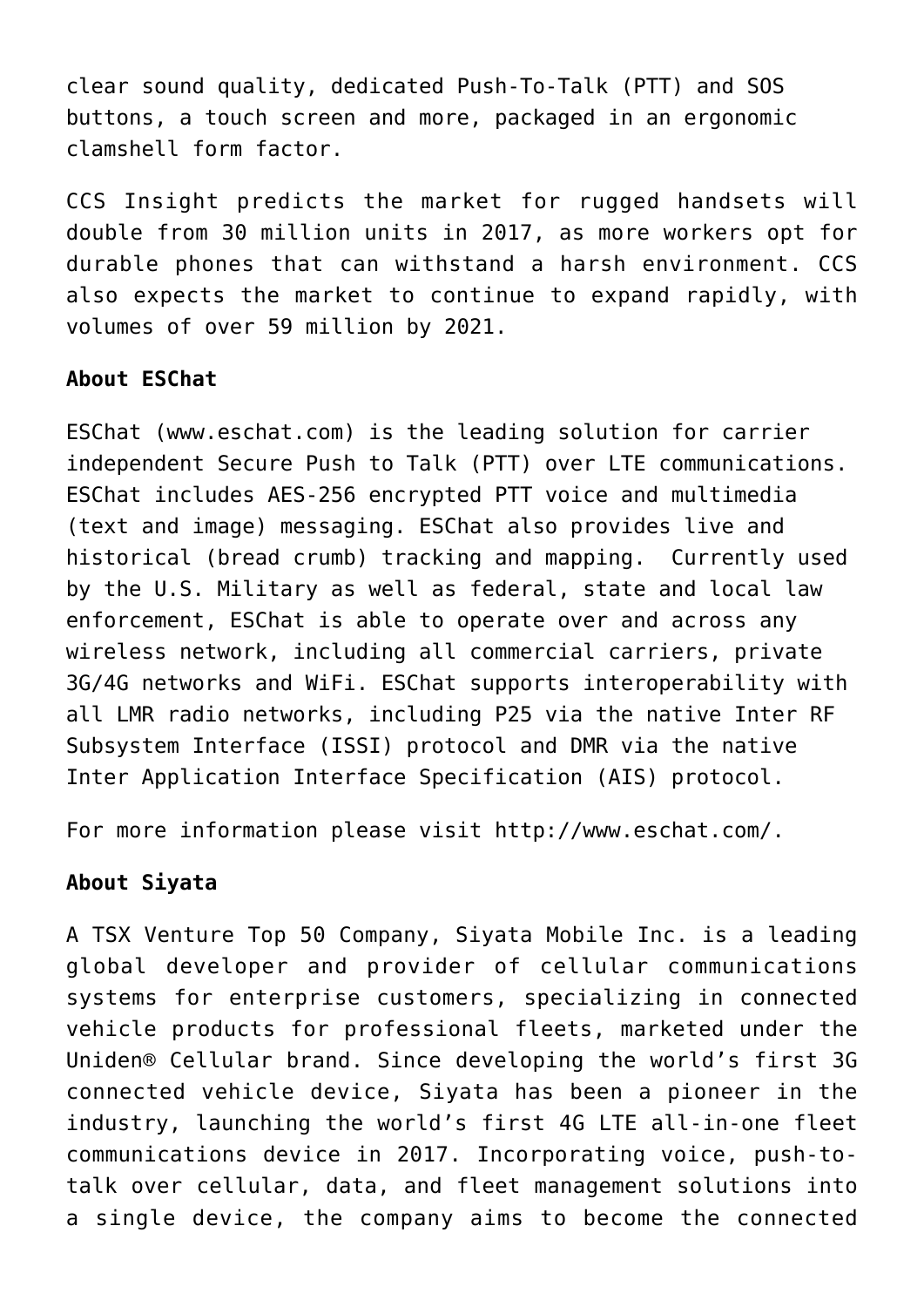clear sound quality, dedicated Push-To-Talk (PTT) and SOS buttons, a touch screen and more, packaged in an ergonomic clamshell form factor.

CCS Insight predicts the market for rugged handsets will double from 30 million units in 2017, as more workers opt for durable phones that can withstand a harsh environment. CCS also expects the market to continue to expand rapidly, with volumes of over 59 million by 2021.

**About ESChat**

ESChat (www.eschat.com) is the leading solution for carrier independent Secure Push to Talk (PTT) over LTE communications. ESChat includes AES-256 encrypted PTT voice and multimedia (text and image) messaging. ESChat also provides live and historical (bread crumb) tracking and mapping. Currently used by the U.S. Military as well as federal, state and local law enforcement, ESChat is able to operate over and across any wireless network, including all commercial carriers, private 3G/4G networks and WiFi. ESChat supports interoperability with all LMR radio networks, including P25 via the native Inter RF Subsystem Interface (ISSI) protocol and DMR via the native Inter Application Interface Specification (AIS) protocol.

For more information please visit http://www.eschat.com/.

**About Siyata**

A TSX Venture Top 50 Company, Siyata Mobile Inc. is a leading global developer and provider of cellular communications systems for enterprise customers, specializing in connected vehicle products for professional fleets, marketed under the Uniden® Cellular brand. Since developing the world's first 3G connected vehicle device, Siyata has been a pioneer in the industry, launching the world's first 4G LTE all-in-one fleet communications device in 2017. Incorporating voice, push-to-talk over cellular, data, and fleet management solutions into a single device, the company aims to become the connected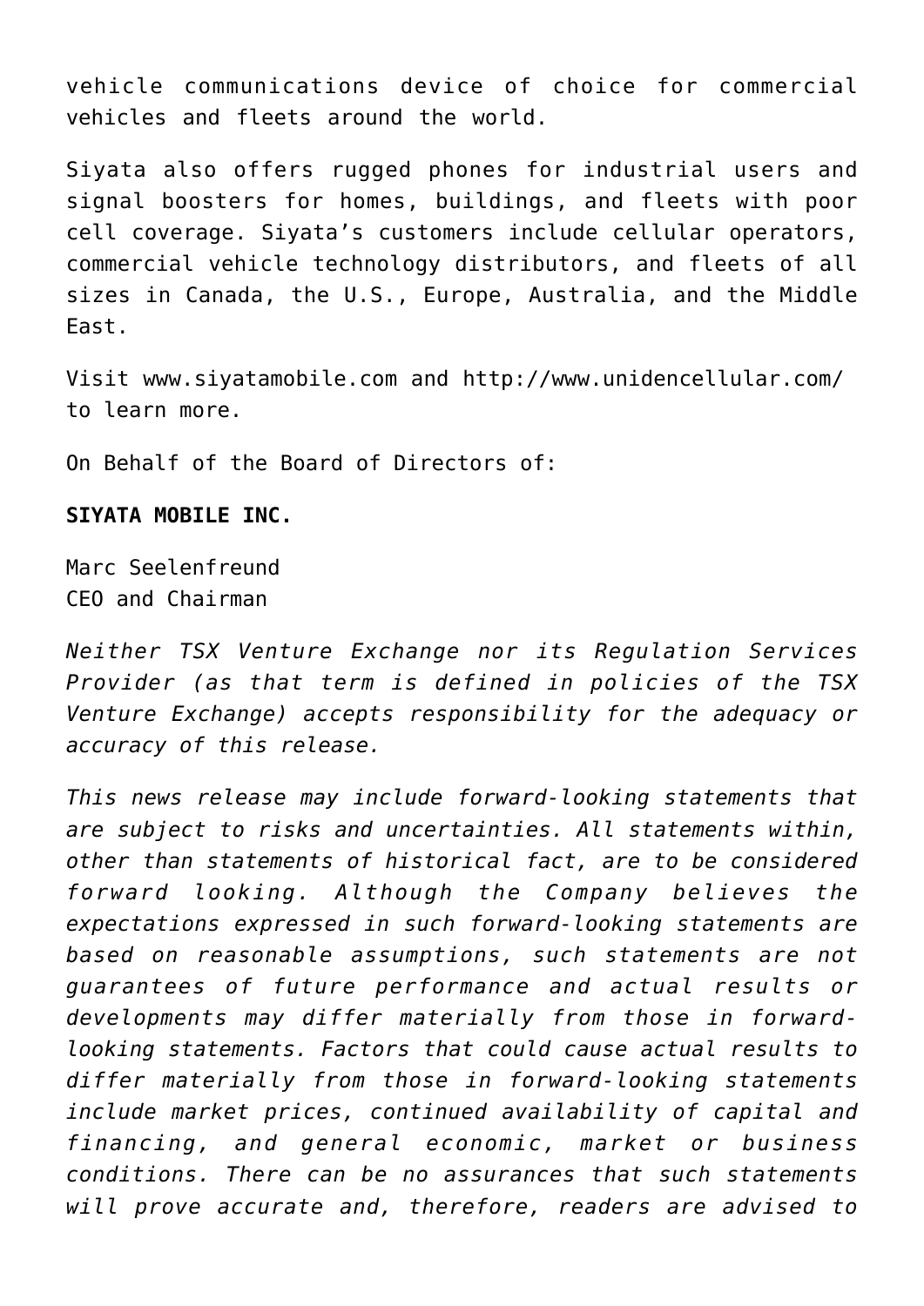vehicle communications device of choice for commercial vehicles and fleets around the world.

Siyata also offers rugged phones for industrial users and signal boosters for homes, buildings, and fleets with poor cell coverage. Siyata's customers include cellular operators, commercial vehicle technology distributors, and fleets of all sizes in Canada, the U.S., Europe, Australia, and the Middle East.

Visit www.siyatamobile.com and http://www.unidencellular.com/ to learn more.

On Behalf of the Board of Directors of:

**SIYATA MOBILE INC.**

Marc Seelenfreund
CEO and Chairman

*Neither TSX Venture Exchange nor its Regulation Services Provider (as that term is defined in policies of the TSX Venture Exchange) accepts responsibility for the adequacy or accuracy of this release.*

*This news release may include forward-looking statements that are subject to risks and uncertainties. All statements within, other than statements of historical fact, are to be considered forward looking. Although the Company believes the expectations expressed in such forward-looking statements are based on reasonable assumptions, such statements are not guarantees of future performance and actual results or developments may differ materially from those in forward-looking statements. Factors that could cause actual results to differ materially from those in forward-looking statements include market prices, continued availability of capital and financing, and general economic, market or business conditions. There can be no assurances that such statements will prove accurate and, therefore, readers are advised to*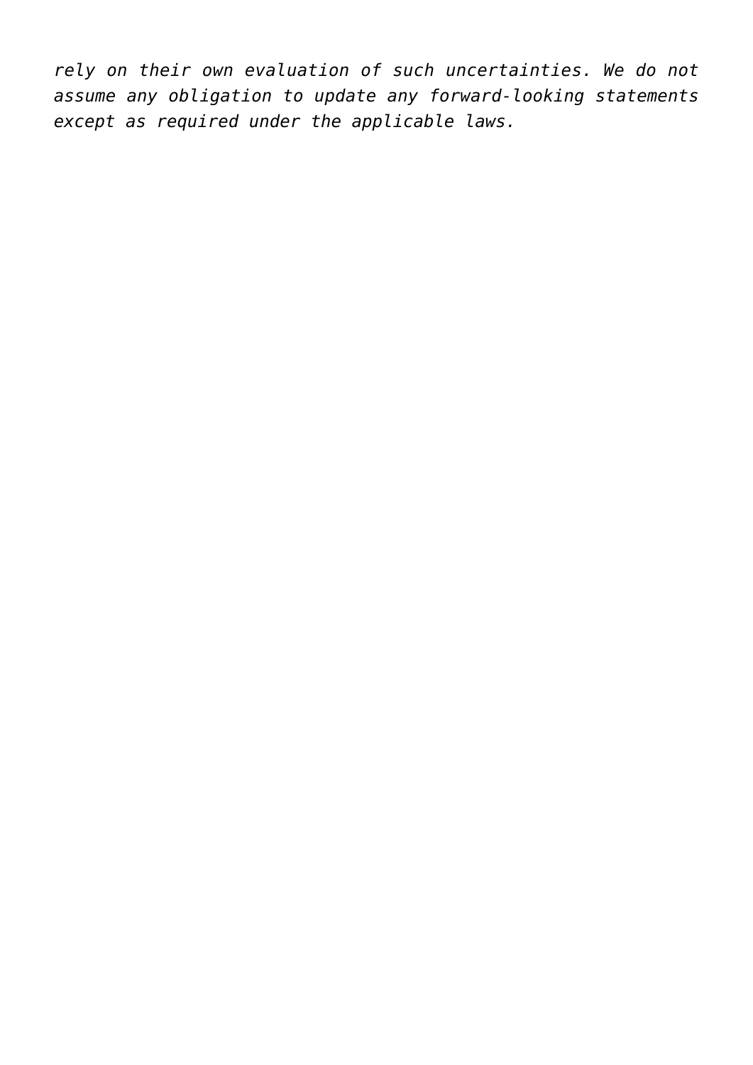*rely on their own evaluation of such uncertainties. We do not assume any obligation to update any forward-looking statements except as required under the applicable laws.*